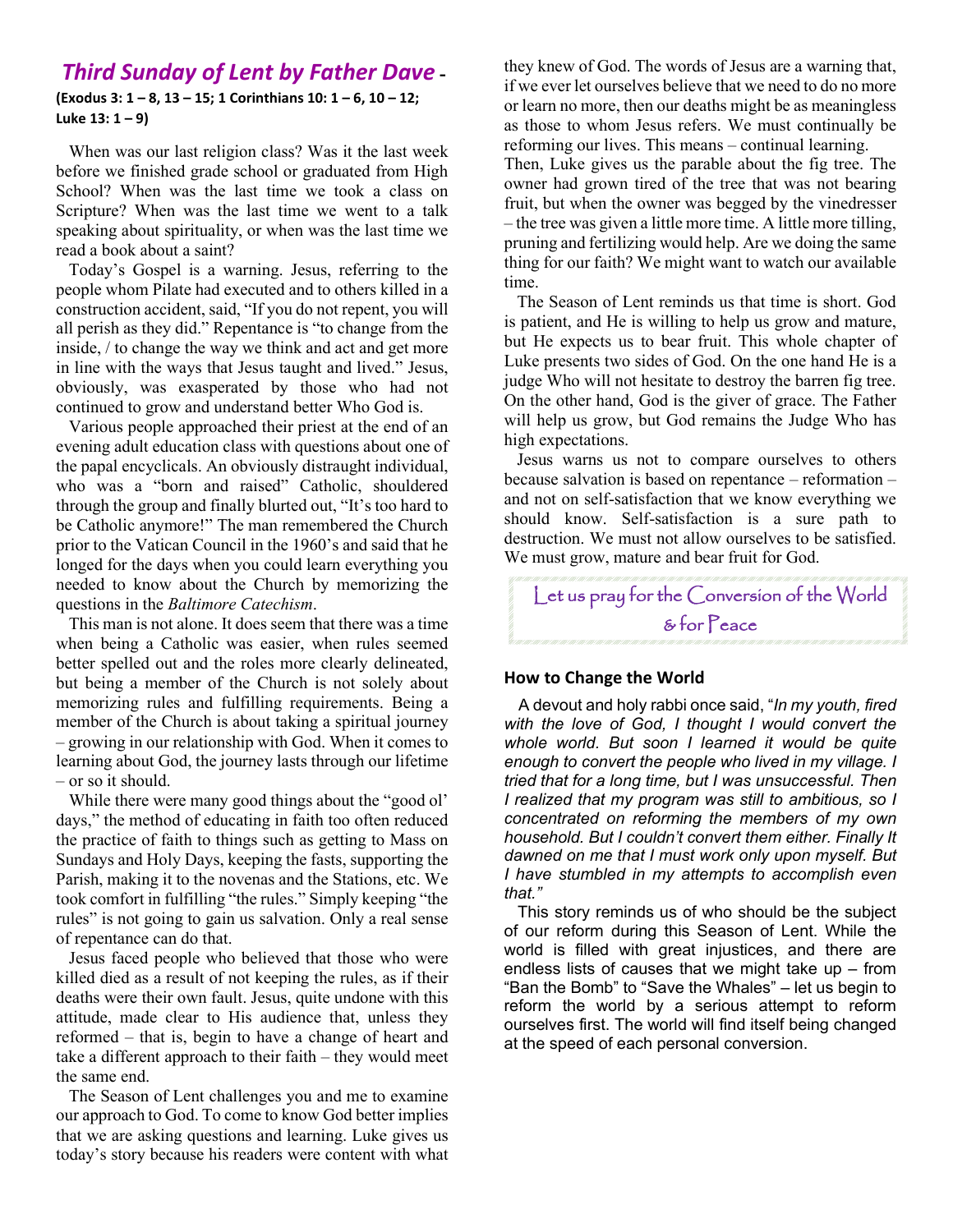## *Third Sunday of Lent by Father Dave* -

**(Exodus 3: 1 – 8, 13 – 15; 1 Corinthians 10: 1 – 6, 10 – 12; Luke 13: 1 – 9)**

When was our last religion class? Was it the last week before we finished grade school or graduated from High School? When was the last time we took a class on Scripture? When was the last time we went to a talk speaking about spirituality, or when was the last time we read a book about a saint?

Today's Gospel is a warning. Jesus, referring to the people whom Pilate had executed and to others killed in a construction accident, said, "If you do not repent, you will all perish as they did." Repentance is "to change from the inside, / to change the way we think and act and get more in line with the ways that Jesus taught and lived." Jesus, obviously, was exasperated by those who had not continued to grow and understand better Who God is.

Various people approached their priest at the end of an evening adult education class with questions about one of the papal encyclicals. An obviously distraught individual, who was a "born and raised" Catholic, shouldered through the group and finally blurted out, "It's too hard to be Catholic anymore!" The man remembered the Church prior to the Vatican Council in the 1960's and said that he longed for the days when you could learn everything you needed to know about the Church by memorizing the questions in the *Baltimore Catechism*.

This man is not alone. It does seem that there was a time when being a Catholic was easier, when rules seemed better spelled out and the roles more clearly delineated, but being a member of the Church is not solely about memorizing rules and fulfilling requirements. Being a member of the Church is about taking a spiritual journey – growing in our relationship with God. When it comes to learning about God, the journey lasts through our lifetime – or so it should.

While there were many good things about the "good ol' days," the method of educating in faith too often reduced the practice of faith to things such as getting to Mass on Sundays and Holy Days, keeping the fasts, supporting the Parish, making it to the novenas and the Stations, etc. We took comfort in fulfilling "the rules." Simply keeping "the rules" is not going to gain us salvation. Only a real sense of repentance can do that.

Jesus faced people who believed that those who were killed died as a result of not keeping the rules, as if their deaths were their own fault. Jesus, quite undone with this attitude, made clear to His audience that, unless they reformed – that is, begin to have a change of heart and take a different approach to their faith – they would meet the same end.

The Season of Lent challenges you and me to examine our approach to God. To come to know God better implies that we are asking questions and learning. Luke gives us today's story because his readers were content with what they knew of God. The words of Jesus are a warning that, if we ever let ourselves believe that we need to do no more or learn no more, then our deaths might be as meaningless as those to whom Jesus refers. We must continually be reforming our lives. This means – continual learning.

Then, Luke gives us the parable about the fig tree. The owner had grown tired of the tree that was not bearing fruit, but when the owner was begged by the vinedresser – the tree was given a little more time. A little more tilling, pruning and fertilizing would help. Are we doing the same thing for our faith? We might want to watch our available time.

The Season of Lent reminds us that time is short. God is patient, and He is willing to help us grow and mature, but He expects us to bear fruit. This whole chapter of Luke presents two sides of God. On the one hand He is a judge Who will not hesitate to destroy the barren fig tree. On the other hand, God is the giver of grace. The Father will help us grow, but God remains the Judge Who has high expectations.

Jesus warns us not to compare ourselves to others because salvation is based on repentance – reformation – and not on self-satisfaction that we know everything we should know. Self-satisfaction is a sure path to destruction. We must not allow ourselves to be satisfied. We must grow, mature and bear fruit for God.

Let us pray for the Conversion of the World & for Peace

### How to Change the World

A devout and holy rabbi once said, "*In my youth, fired with the love of God, I thought I would convert the whole world. But soon I learned it would be quite enough to convert the people who lived in my village. I tried that for a long time, but I was unsuccessful. Then I realized that my program was still to ambitious, so I concentrated on reforming the members of my own household. But I couldn't convert them either. Finally It dawned on me that I must work only upon myself. But I have stumbled in my attempts to accomplish even that.*"

This story reminds us of who should be the subject of our reform during this Season of Lent. While the world is filled with great injustices, and there are endless lists of causes that we might take up – from "Ban the Bomb" to "Save the Whales" – let us begin to reform the world by a serious attempt to reform ourselves first. The world will find itself being changed at the speed of each personal conversion.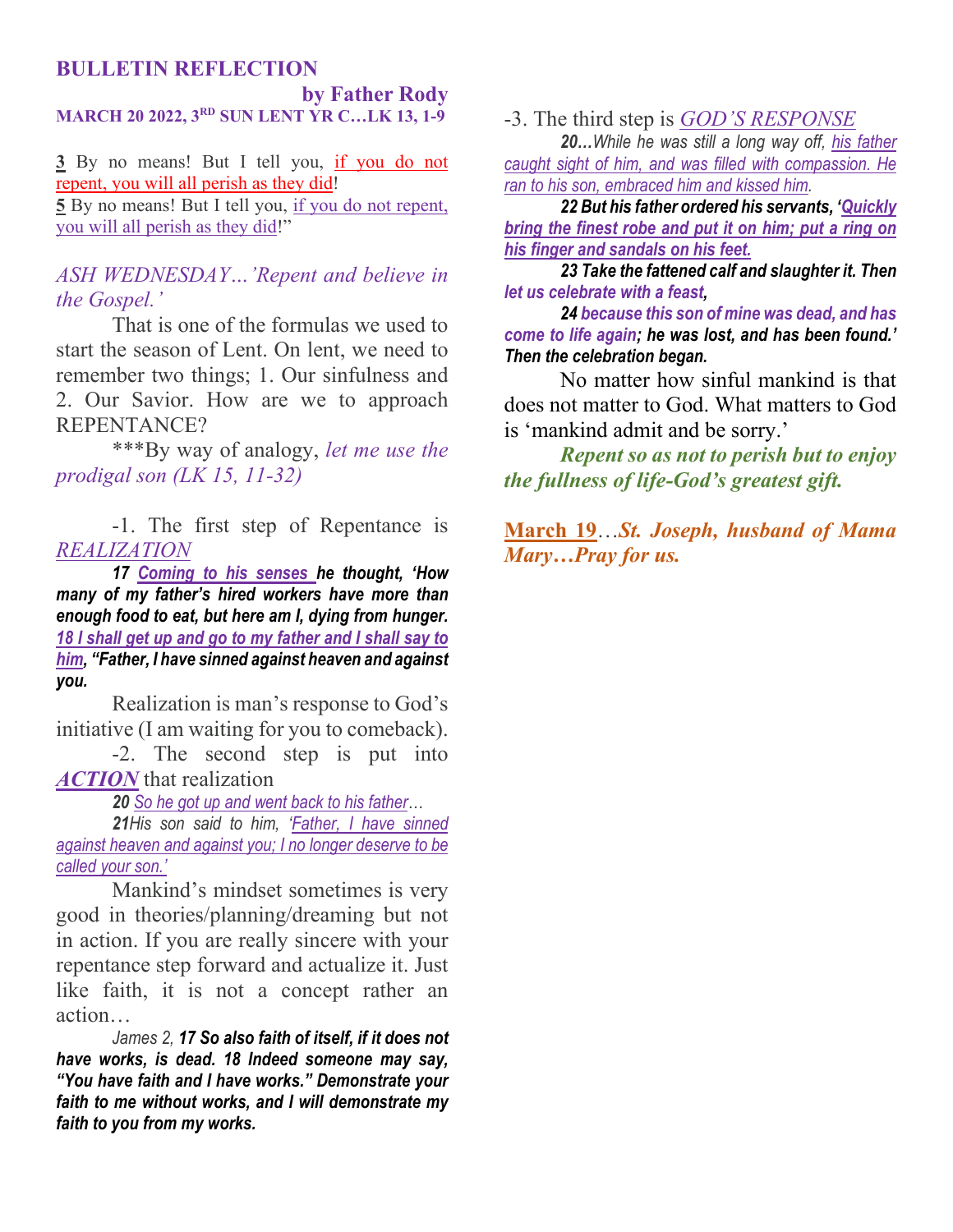# BULLETIN REFLECTION

**by Father Rody**

**MARCH 20 2022, 3RD SUN LENT YR C…LK 13, 1-9**

**3** By no means! But I tell you, if you do not repent, you will all perish as they did!

**5** By no means! But I tell you, if you do not repent, you will all perish as they did!"

*ASH WEDNESDAY…'Repent and believe in the Gospel.'*

That is one of the formulas we used to start the season of Lent. On lent, we need to remember two things; 1. Our sinfulness and 2. Our Savior. How are we to approach REPENTANCE?

***By way of analogy, *let me use the prodigal son (LK 15, 11-32)*

-1. The first step of Repentance is *REALIZATION*

***17 Coming to his senses he thought, 'How many of my father's hired workers have more than enough food to eat, but here am I, dying from hunger. 18 I shall get up and go to my father and I shall say to him, "Father, I have sinned against heaven and against you.***

Realization is man's response to God's initiative (I am waiting for you to comeback).

-2. The second step is put into ***ACTION*** that realization

***20** So he got up and went back to his father…*

***21**His son said to him, 'Father, I have sinned against heaven and against you; I no longer deserve to be called your son.'*

Mankind's mindset sometimes is very good in theories/planning/dreaming but not in action. If you are really sincere with your repentance step forward and actualize it. Just like faith, it is not a concept rather an action…

*James 2,* ***17 So also faith of itself, if it does not have works, is dead. 18 Indeed someone may say, "You have faith and I have works." Demonstrate your faith to me without works, and I will demonstrate my faith to you from my works.***

-3. The third step is *GOD'S RESPONSE*

***20…**While he was still a long way off, his father caught sight of him, and was filled with compassion. He ran to his son, embraced him and kissed him.*

***22 But his father ordered his servants, 'Quickly bring the finest robe and put it on him; put a ring on his finger and sandals on his feet.***

***23 Take the fattened calf and slaughter it. Then let us celebrate with a feast,***

***24 because this son of mine was dead, and has come to life again; he was lost, and has been found.' Then the celebration began.***

No matter how sinful mankind is that does not matter to God. What matters to God is 'mankind admit and be sorry.'

***Repent so as not to perish but to enjoy the fullness of life-God's greatest gift.***

**March 19**…***St. Joseph, husband of Mama Mary…Pray for us.***